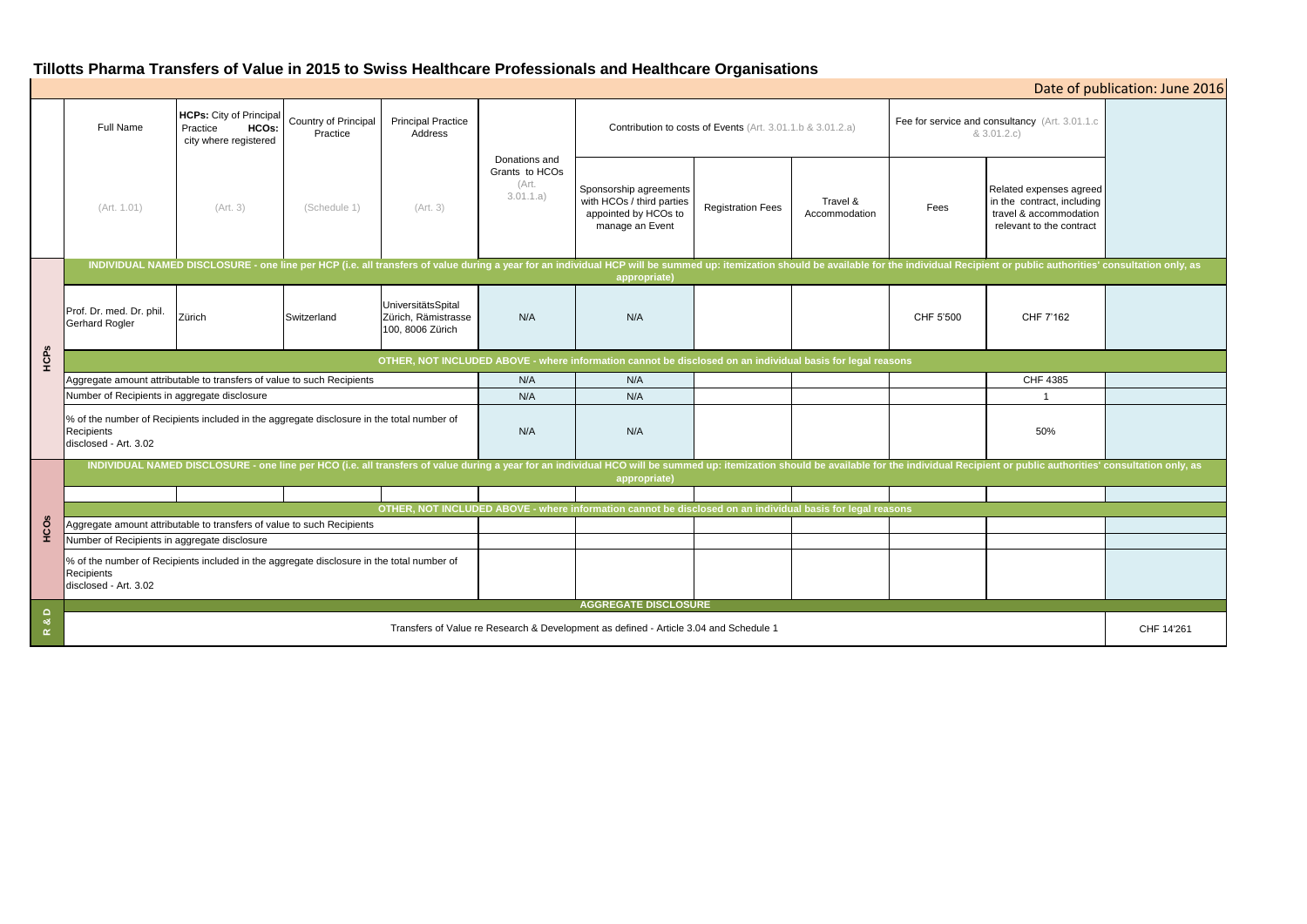# Tillotts Pharma Transfers of Value in 2015 to Swiss Healthcare Professionals and Healthcare Organisations

Date of publication: June 2016

| | Full Name | HCPs: City of Principal Practice HCOs: city where registered | Country of Principal Practice | Principal Practice Address | Donations and Grants to HCOs (Art. 3.01.1.a) | Contribution to costs of Events (Art. 3.01.1.b & 3.01.2.a) | | | Fee for service and consultancy (Art. 3.01.1.c & 3.01.2.c) | | |
|---|---|---|---|---|---|---|---|---|---|---|---|
| | (Art. 1.01) | (Art. 3) | (Schedule 1) | (Art. 3) | | Sponsorship agreements with HCOs / third parties appointed by HCOs to manage an Event | Registration Fees | Travel & Accommodation | Fees | Related expenses agreed in the contract, including travel & accommodation relevant to the contract | |
| **HCPs** | **INDIVIDUAL NAMED DISCLOSURE - one line per HCP (i.e. all transfers of value during a year for an individual HCP will be summed up: itemization should be available for the individual Recipient or public authorities' consultation only, as appropriate)** | | | | | | | | | | |
| | Prof. Dr. med. Dr. phil. Gerhard Rogler | Zürich | Switzerland | UniversitätsSpital Zürich, Rämistrasse 100, 8006 Zürich | N/A | N/A | | | CHF 5'500 | CHF 7'162 | |
| | **OTHER, NOT INCLUDED ABOVE - where information cannot be disclosed on an individual basis for legal reasons** | | | | | | | | | | |
| | Aggregate amount attributable to transfers of value to such Recipients | | | | N/A | N/A | | | | CHF 4385 | |
| | Number of Recipients in aggregate disclosure | | | | N/A | N/A | | | | 1 | |
| | % of the number of Recipients included in the aggregate disclosure in the total number of Recipients disclosed - Art. 3.02 | | | | N/A | N/A | | | | 50% | |
| **HCOs** | **INDIVIDUAL NAMED DISCLOSURE - one line per HCO (i.e. all transfers of value during a year for an individual HCO will be summed up: itemization should be available for the individual Recipient or public authorities' consultation only, as appropriate)** | | | | | | | | | | |
| | | | | | | | | | | | |
| | **OTHER, NOT INCLUDED ABOVE - where information cannot be disclosed on an individual basis for legal reasons** | | | | | | | | | | |
| | Aggregate amount attributable to transfers of value to such Recipients | | | | | | | | | | |
| | Number of Recipients in aggregate disclosure | | | | | | | | | | |
| | % of the number of Recipients included in the aggregate disclosure in the total number of Recipients disclosed - Art. 3.02 | | | | | | | | | | |
| **R & D** | **AGGREGATE DISCLOSURE** | | | | | | | | | | |
| | Transfers of Value re Research & Development as defined - Article 3.04 and Schedule 1 | | | | | | | | | | CHF 14'261 |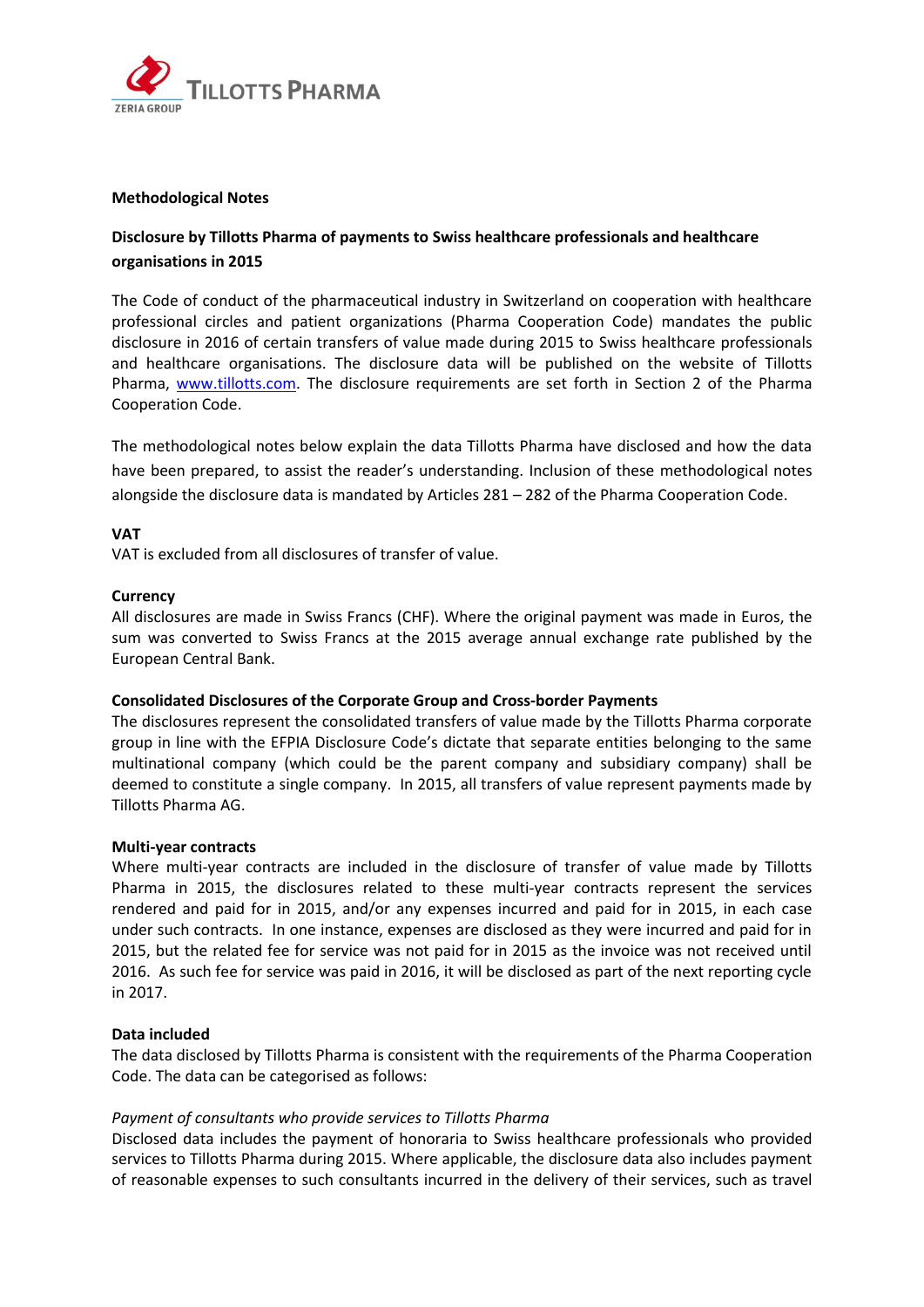**Methodological Notes**

**Disclosure by Tillotts Pharma of payments to Swiss healthcare professionals and healthcare organisations in 2015**

The Code of conduct of the pharmaceutical industry in Switzerland on cooperation with healthcare professional circles and patient organizations (Pharma Cooperation Code) mandates the public disclosure in 2016 of certain transfers of value made during 2015 to Swiss healthcare professionals and healthcare organisations. The disclosure data will be published on the website of Tillotts Pharma, www.tillotts.com. The disclosure requirements are set forth in Section 2 of the Pharma Cooperation Code.

The methodological notes below explain the data Tillotts Pharma have disclosed and how the data have been prepared, to assist the reader's understanding. Inclusion of these methodological notes alongside the disclosure data is mandated by Articles 281 – 282 of the Pharma Cooperation Code.

**VAT**

VAT is excluded from all disclosures of transfer of value.

**Currency**

All disclosures are made in Swiss Francs (CHF). Where the original payment was made in Euros, the sum was converted to Swiss Francs at the 2015 average annual exchange rate published by the European Central Bank.

**Consolidated Disclosures of the Corporate Group and Cross-border Payments**

The disclosures represent the consolidated transfers of value made by the Tillotts Pharma corporate group in line with the EFPIA Disclosure Code's dictate that separate entities belonging to the same multinational company (which could be the parent company and subsidiary company) shall be deemed to constitute a single company. In 2015, all transfers of value represent payments made by Tillotts Pharma AG.

**Multi-year contracts**

Where multi-year contracts are included in the disclosure of transfer of value made by Tillotts Pharma in 2015, the disclosures related to these multi-year contracts represent the services rendered and paid for in 2015, and/or any expenses incurred and paid for in 2015, in each case under such contracts. In one instance, expenses are disclosed as they were incurred and paid for in 2015, but the related fee for service was not paid for in 2015 as the invoice was not received until 2016. As such fee for service was paid in 2016, it will be disclosed as part of the next reporting cycle in 2017.

**Data included**

The data disclosed by Tillotts Pharma is consistent with the requirements of the Pharma Cooperation Code. The data can be categorised as follows:

*Payment of consultants who provide services to Tillotts Pharma*

Disclosed data includes the payment of honoraria to Swiss healthcare professionals who provided services to Tillotts Pharma during 2015. Where applicable, the disclosure data also includes payment of reasonable expenses to such consultants incurred in the delivery of their services, such as travel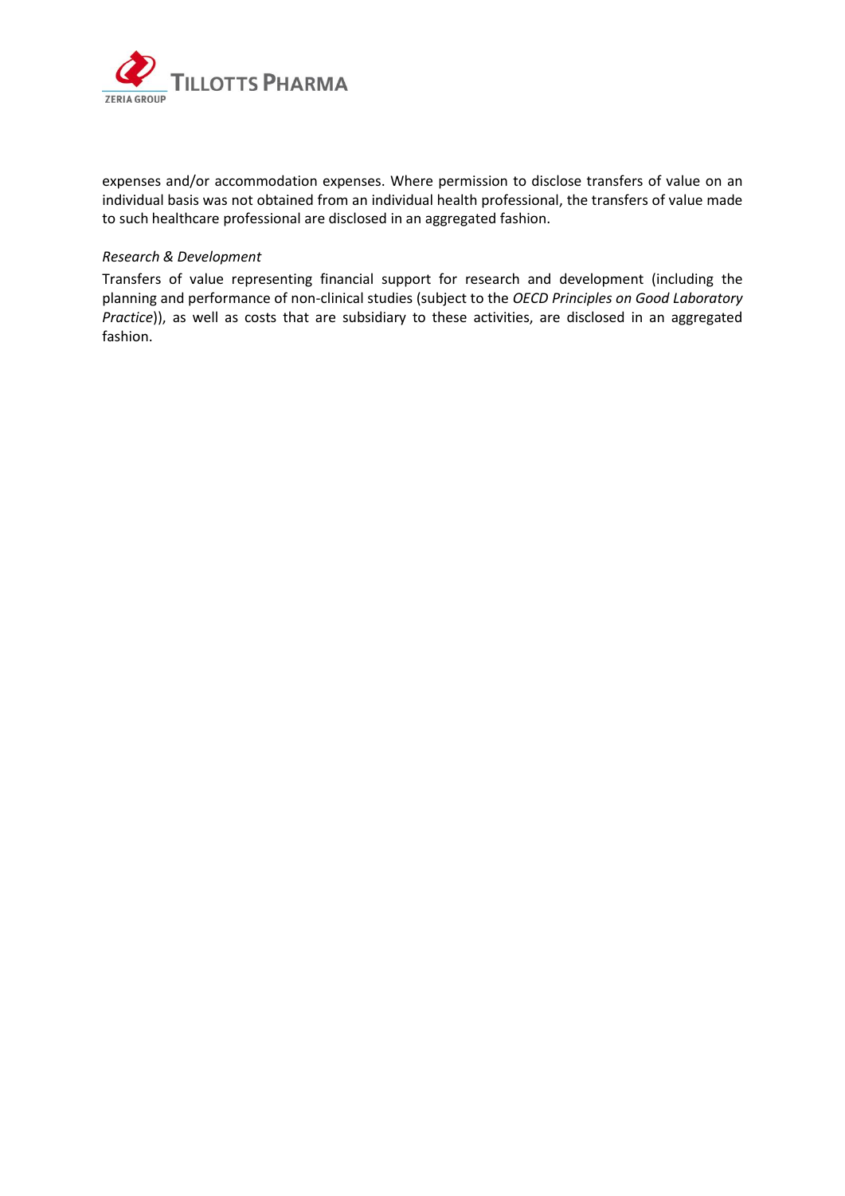expenses and/or accommodation expenses. Where permission to disclose transfers of value on an individual basis was not obtained from an individual health professional, the transfers of value made to such healthcare professional are disclosed in an aggregated fashion.

*Research & Development*

Transfers of value representing financial support for research and development (including the planning and performance of non-clinical studies (subject to the *OECD Principles on Good Laboratory Practice*)), as well as costs that are subsidiary to these activities, are disclosed in an aggregated fashion.